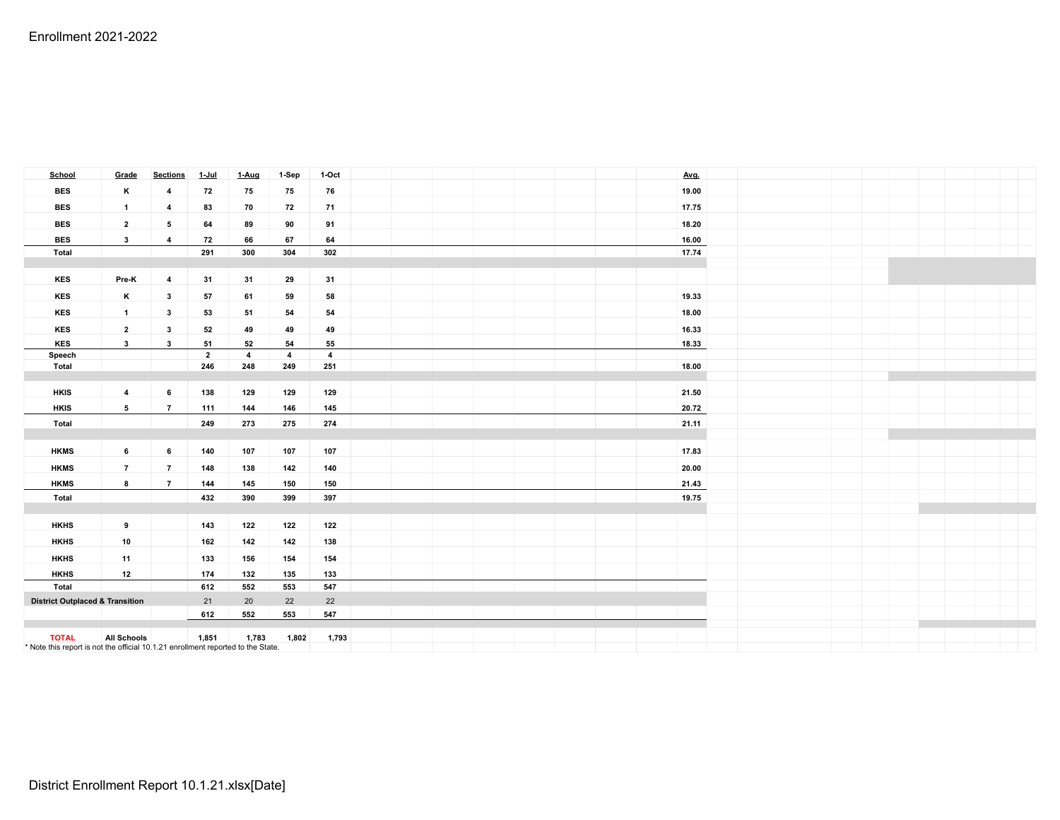Enrollment 2021-2022

| School | Grade | Sections | 1-Jul | 1-Aug | 1-Sep | 1-Oct | Avg. |
|---|---|---|---|---|---|---|---|
| BES | K | 4 | 72 | 75 | 75 | 76 | 19.00 |
| BES | 1 | 4 | 83 | 70 | 72 | 71 | 17.75 |
| BES | 2 | 5 | 64 | 89 | 90 | 91 | 18.20 |
| BES | 3 | 4 | 72 | 66 | 67 | 64 | 16.00 |
| Total | | | 291 | 300 | 304 | 302 | 17.74 |
| | | | | | | | |
| KES | Pre-K | 4 | 31 | 31 | 29 | 31 | |
| KES | K | 3 | 57 | 61 | 59 | 58 | 19.33 |
| KES | 1 | 3 | 53 | 51 | 54 | 54 | 18.00 |
| KES | 2 | 3 | 52 | 49 | 49 | 49 | 16.33 |
| KES | 3 | 3 | 51 | 52 | 54 | 55 | 18.33 |
| Speech | | | 2 | 4 | 4 | 4 | |
| Total | | | 246 | 248 | 249 | 251 | 18.00 |
| | | | | | | | |
| HKIS | 4 | 6 | 138 | 129 | 129 | 129 | 21.50 |
| HKIS | 5 | 7 | 111 | 144 | 146 | 145 | 20.72 |
| Total | | | 249 | 273 | 275 | 274 | 21.11 |
| | | | | | | | |
| HKMS | 6 | 6 | 140 | 107 | 107 | 107 | 17.83 |
| HKMS | 7 | 7 | 148 | 138 | 142 | 140 | 20.00 |
| HKMS | 8 | 7 | 144 | 145 | 150 | 150 | 21.43 |
| Total | | | 432 | 390 | 399 | 397 | 19.75 |
| | | | | | | | |
| HKHS | 9 | | 143 | 122 | 122 | 122 | |
| HKHS | 10 | | 162 | 142 | 142 | 138 | |
| HKHS | 11 | | 133 | 156 | 154 | 154 | |
| HKHS | 12 | | 174 | 132 | 135 | 133 | |
| Total | | | 612 | 552 | 553 | 547 | |
| District Outplaced & Transition | | | 21 | 20 | 22 | 22 | |
| | | | 612 | 552 | 553 | 547 | |
| | | | | | | | |
| TOTAL | All Schools | | 1,851 | 1,783 | 1,802 | 1,793 | |

* Note this report is not the official 10.1.21 enrollment reported to the State.

District Enrollment Report 10.1.21.xlsx[Date]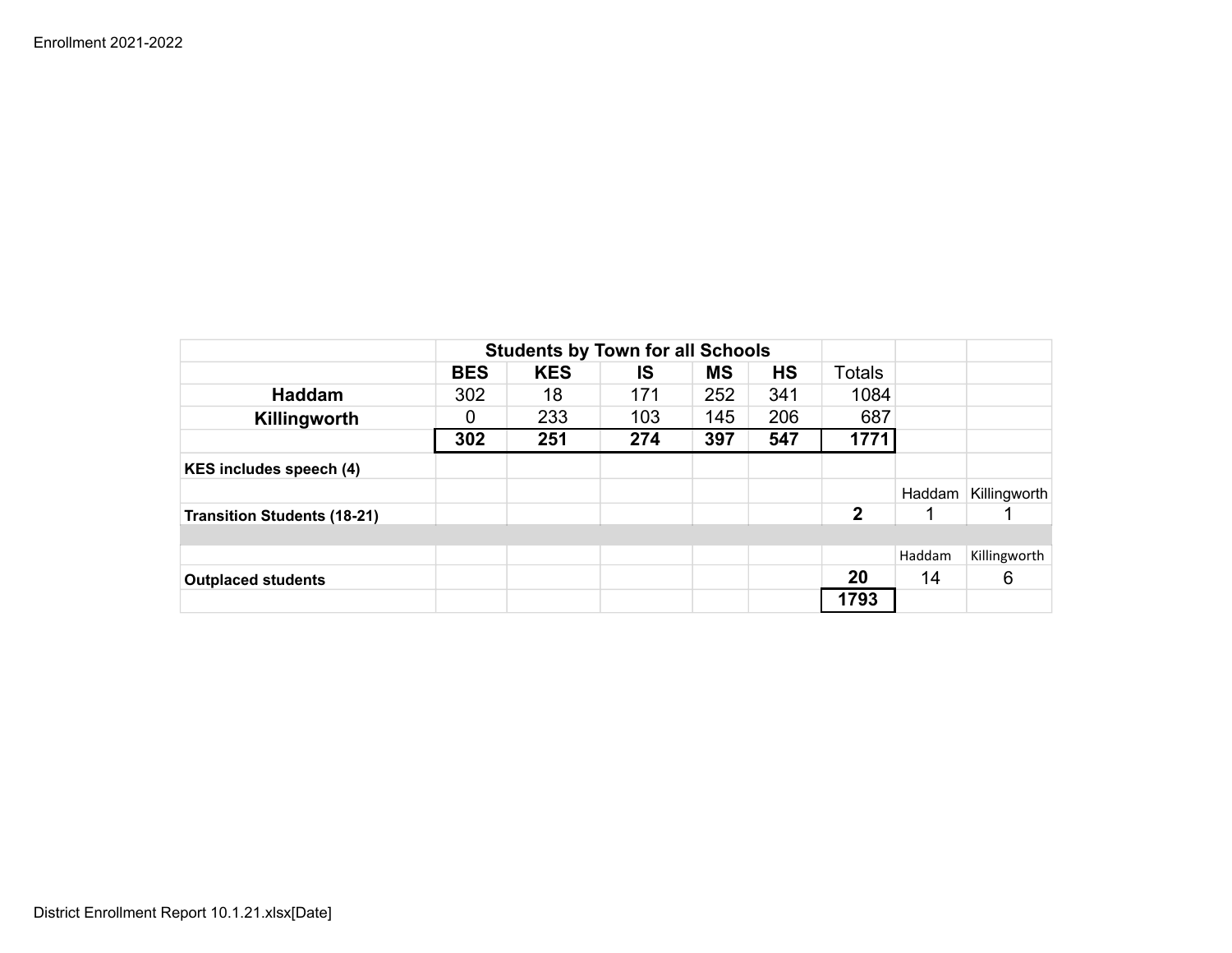Enrollment 2021-2022

| | Students by Town for all Schools | | | | | | | |
|---|---|---|---|---|---|---|---|---|
| | **BES** | **KES** | **IS** | **MS** | **HS** | Totals | | |
| **Haddam** | 302 | 18 | 171 | 252 | 341 | 1084 | | |
| **Killingworth** | 0 | 233 | 103 | 145 | 206 | 687 | | |
| | **302** | **251** | **274** | **397** | **547** | **1771** | | |
| **KES includes speech (4)** | | | | | | | | |
| | | | | | | | Haddam | Killingworth |
| **Transition Students (18-21)** | | | | | | **2** | 1 | 1 |
| | | | | | | | | |
| | | | | | | | Haddam | Killingworth |
| **Outplaced students** | | | | | | **20** | 14 | 6 |
| | | | | | | **1793** | | |

District Enrollment Report 10.1.21.xlsx[Date]